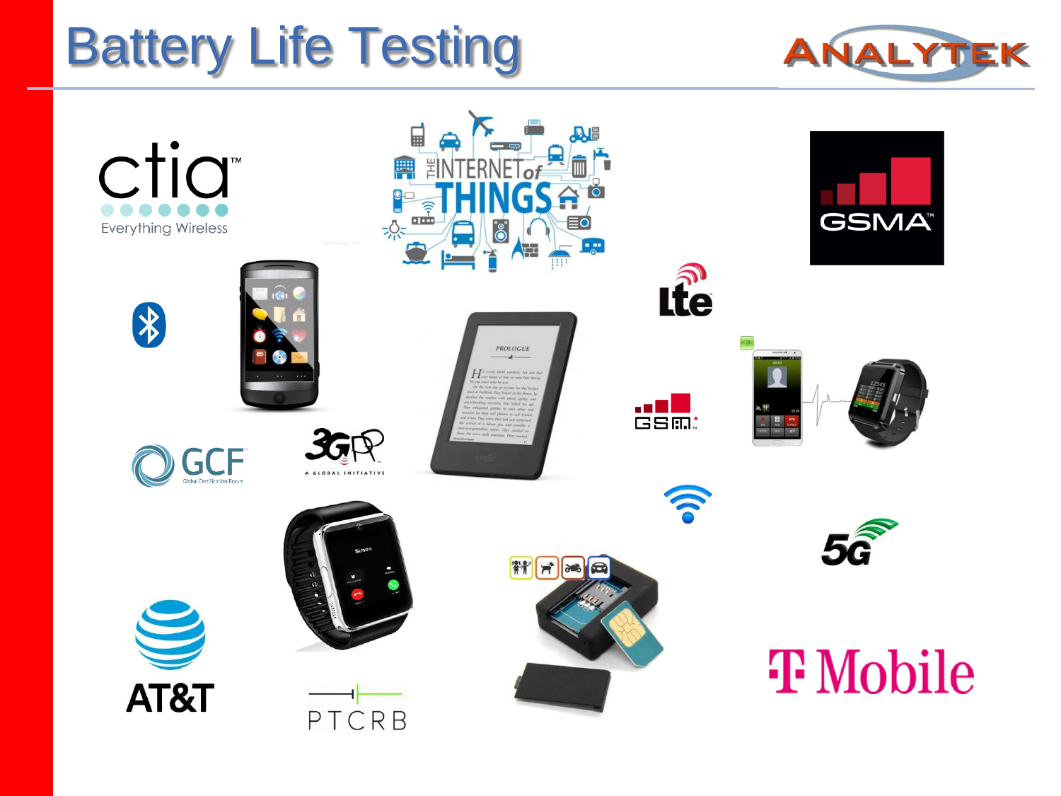# Battery Life Testing

ANALYTEK

ctia
Everything Wireless

GSMA

GCF
Global Certification Forum

3GPP
A GLOBAL INITIATIVE

AT&T

PTCRB

T Mobile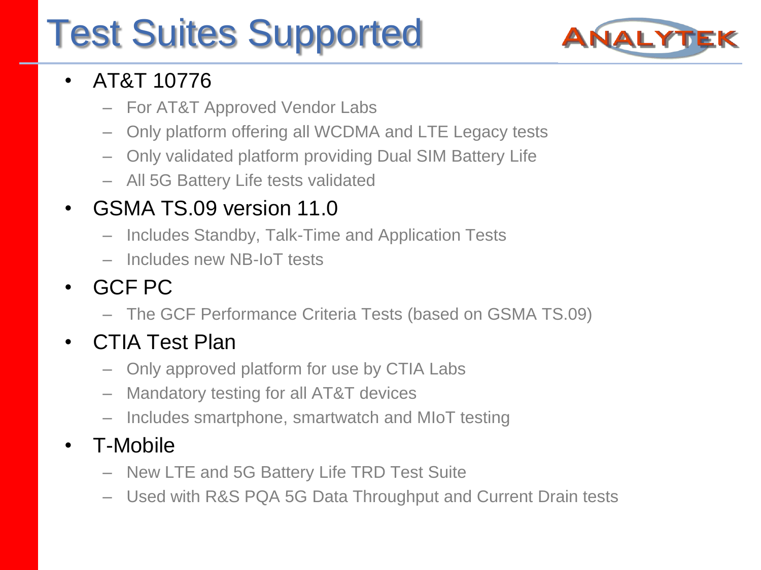# Test Suites Supported

- AT&T 10776
  - For AT&T Approved Vendor Labs
  - Only platform offering all WCDMA and LTE Legacy tests
  - Only validated platform providing Dual SIM Battery Life
  - All 5G Battery Life tests validated
- GSMA TS.09 version 11.0
  - Includes Standby, Talk-Time and Application Tests
  - Includes new NB-IoT tests
- GCF PC
  - The GCF Performance Criteria Tests (based on GSMA TS.09)
- CTIA Test Plan
  - Only approved platform for use by CTIA Labs
  - Mandatory testing for all AT&T devices
  - Includes smartphone, smartwatch and MIoT testing
- T-Mobile
  - New LTE and 5G Battery Life TRD Test Suite
  - Used with R&S PQA 5G Data Throughput and Current Drain tests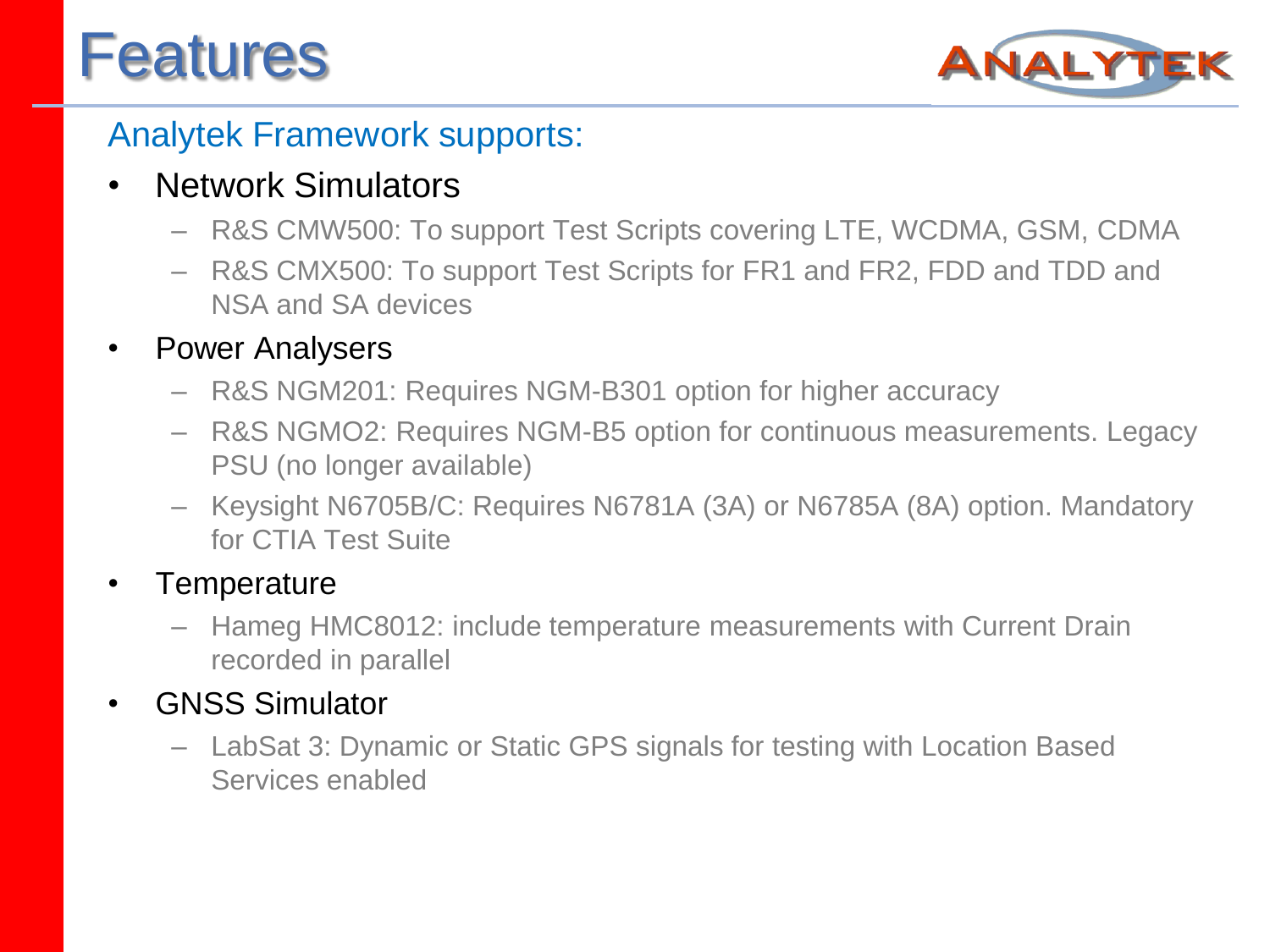# Features

Analytek Framework supports:

- Network Simulators
  - R&S CMW500: To support Test Scripts covering LTE, WCDMA, GSM, CDMA
  - R&S CMX500: To support Test Scripts for FR1 and FR2, FDD and TDD and NSA and SA devices
- Power Analysers
  - R&S NGM201: Requires NGM-B301 option for higher accuracy
  - R&S NGMO2: Requires NGM-B5 option for continuous measurements. Legacy PSU (no longer available)
  - Keysight N6705B/C: Requires N6781A (3A) or N6785A (8A) option. Mandatory for CTIA Test Suite
- Temperature
  - Hameg HMC8012: include temperature measurements with Current Drain recorded in parallel
- GNSS Simulator
  - LabSat 3: Dynamic or Static GPS signals for testing with Location Based Services enabled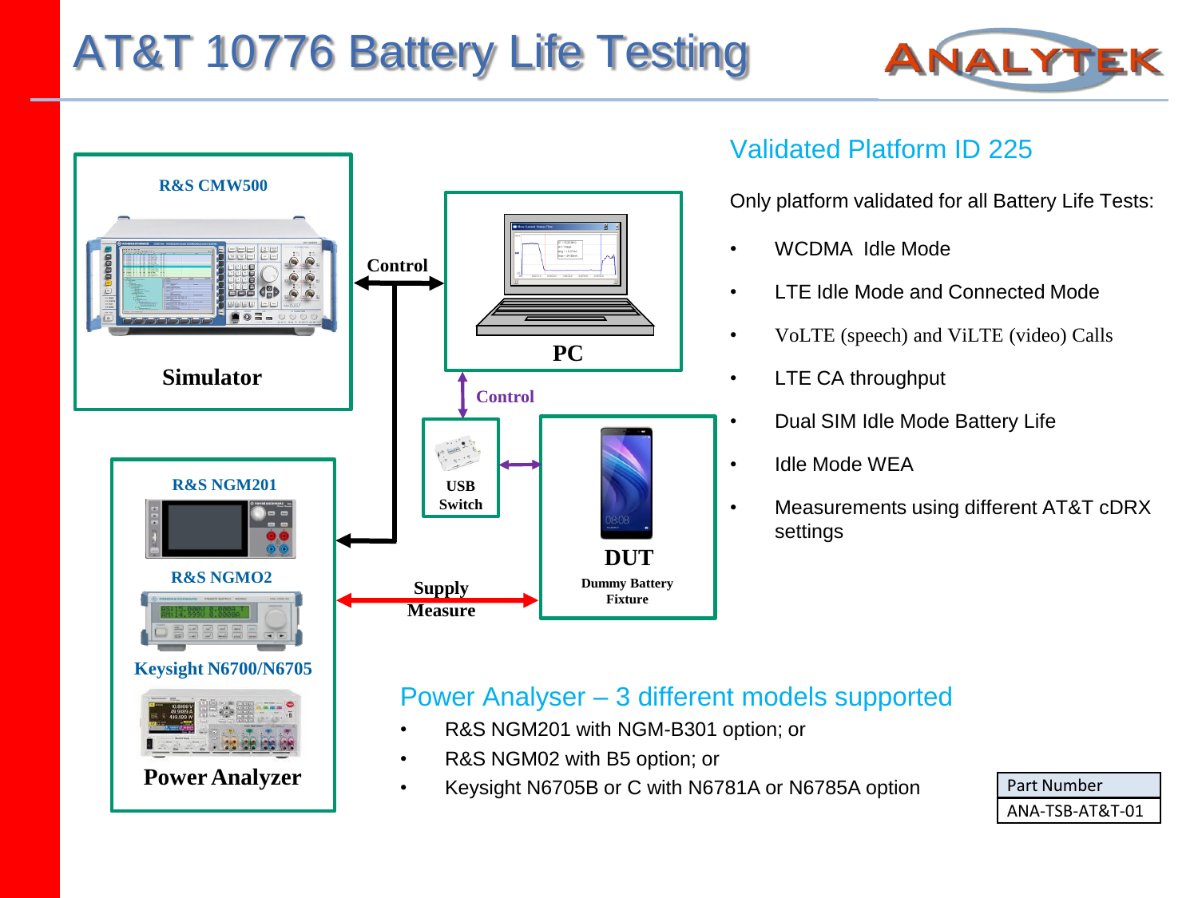# AT&T 10776 Battery Life Testing

R&S CMW500

Simulator

Control

PC

Control

USB Switch

DUT

Dummy Battery Fixture

R&S NGM201

R&S NGMO2

Keysight N6700/N6705

Power Analyzer

Supply

Measure

## Validated Platform ID 225

Only platform validated for all Battery Life Tests:

- WCDMA Idle Mode
- LTE Idle Mode and Connected Mode
- VoLTE (speech) and ViLTE (video) Calls
- LTE CA throughput
- Dual SIM Idle Mode Battery Life
- Idle Mode WEA
- Measurements using different AT&T cDRX settings

## Power Analyser – 3 different models supported

- R&S NGM201 with NGM-B301 option; or
- R&S NGM02 with B5 option; or
- Keysight N6705B or C with N6781A or N6785A option

| Part Number |
| --- |
| ANA-TSB-AT&T-01 |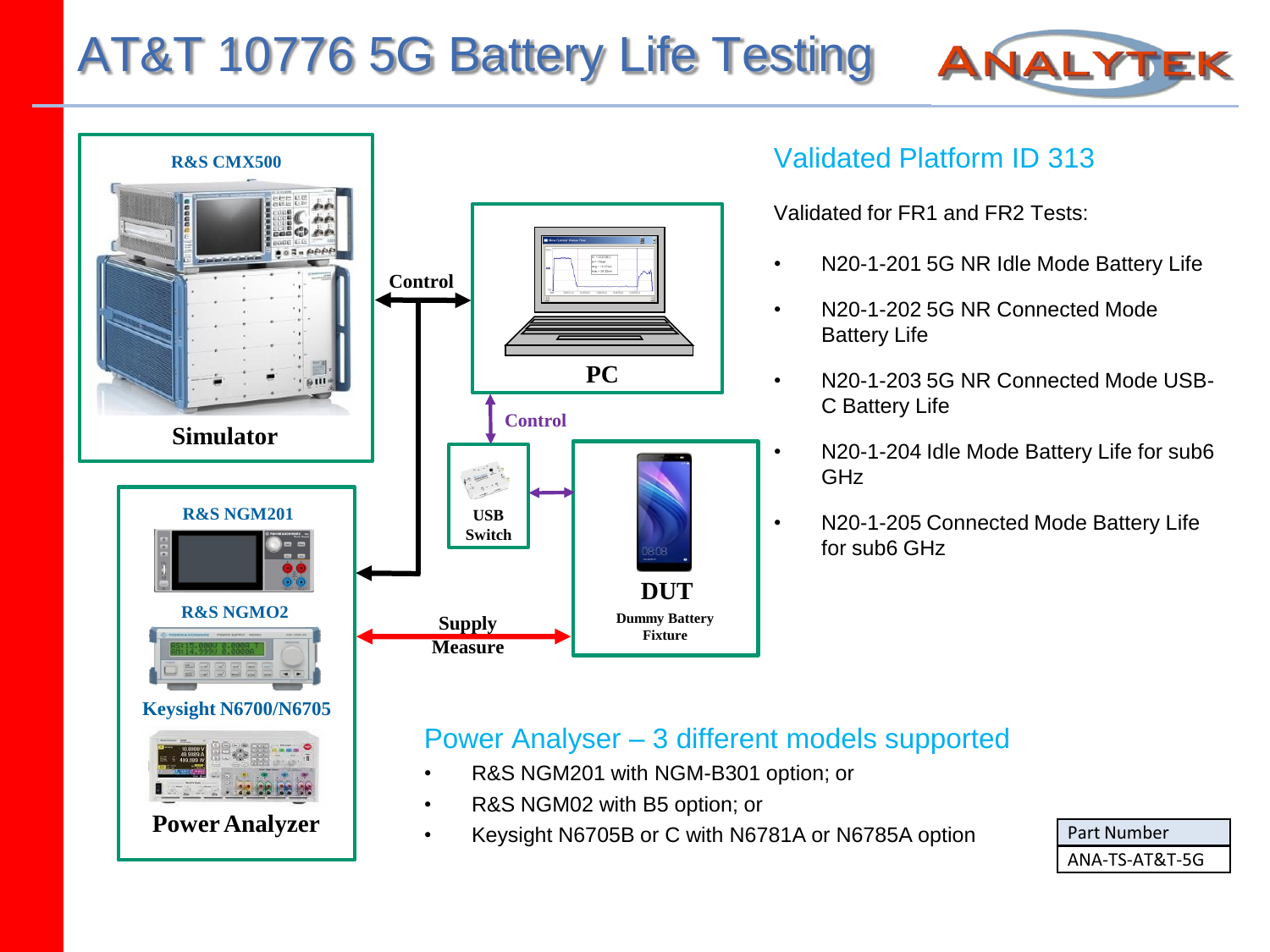# AT&T 10776 5G Battery Life Testing

ANALYTEK

R&S CMX500

Simulator

Control

PC

Control

USB Switch

DUT

Dummy Battery Fixture

R&S NGM201

R&S NGMO2

Keysight N6700/N6705

Power Analyzer

Supply

Measure

## Validated Platform ID 313

Validated for FR1 and FR2 Tests:

- N20-1-201 5G NR Idle Mode Battery Life
- N20-1-202 5G NR Connected Mode Battery Life
- N20-1-203 5G NR Connected Mode USB-C Battery Life
- N20-1-204 Idle Mode Battery Life for sub6 GHz
- N20-1-205 Connected Mode Battery Life for sub6 GHz

## Power Analyser – 3 different models supported

- R&S NGM201 with NGM-B301 option; or
- R&S NGM02 with B5 option; or
- Keysight N6705B or C with N6781A or N6785A option

| Part Number |
| --- |
| ANA-TS-AT&T-5G |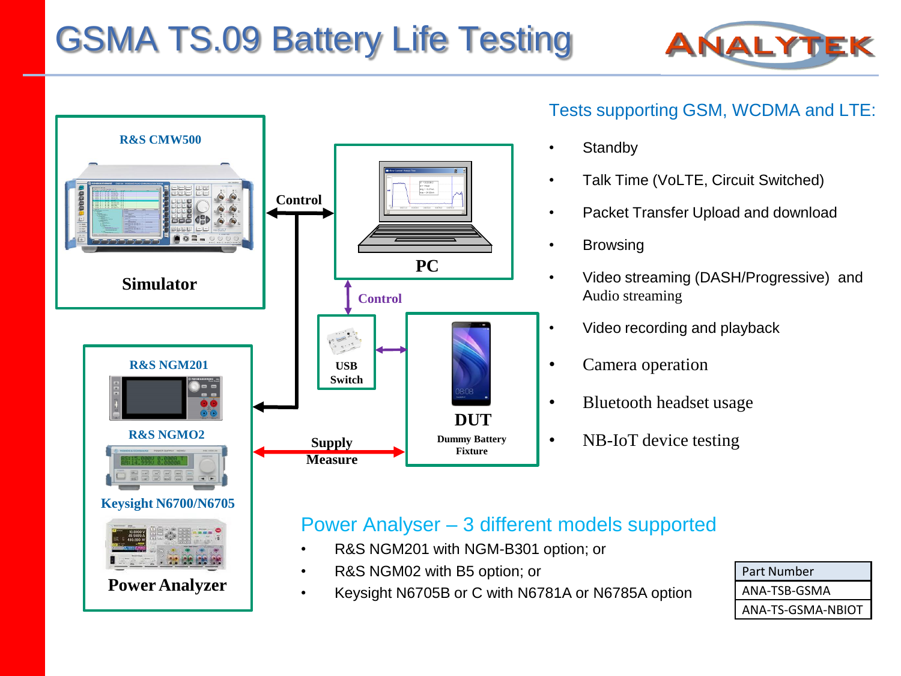# GSMA TS.09 Battery Life Testing

R&S CMW500

Simulator

Control

PC

Control

USB Switch

DUT

Dummy Battery Fixture

R&S NGM201

R&S NGMO2

Keysight N6700/N6705

Power Analyzer

Supply

Measure

## Tests supporting GSM, WCDMA and LTE:

- Standby
- Talk Time (VoLTE, Circuit Switched)
- Packet Transfer Upload and download
- Browsing
- Video streaming (DASH/Progressive) and Audio streaming
- Video recording and playback
- Camera operation
- Bluetooth headset usage
- NB-IoT device testing

## Power Analyser – 3 different models supported

- R&S NGM201 with NGM-B301 option; or
- R&S NGM02 with B5 option; or
- Keysight N6705B or C with N6781A or N6785A option

| Part Number |
| --- |
| ANA-TSB-GSMA |
| ANA-TS-GSMA-NBIOT |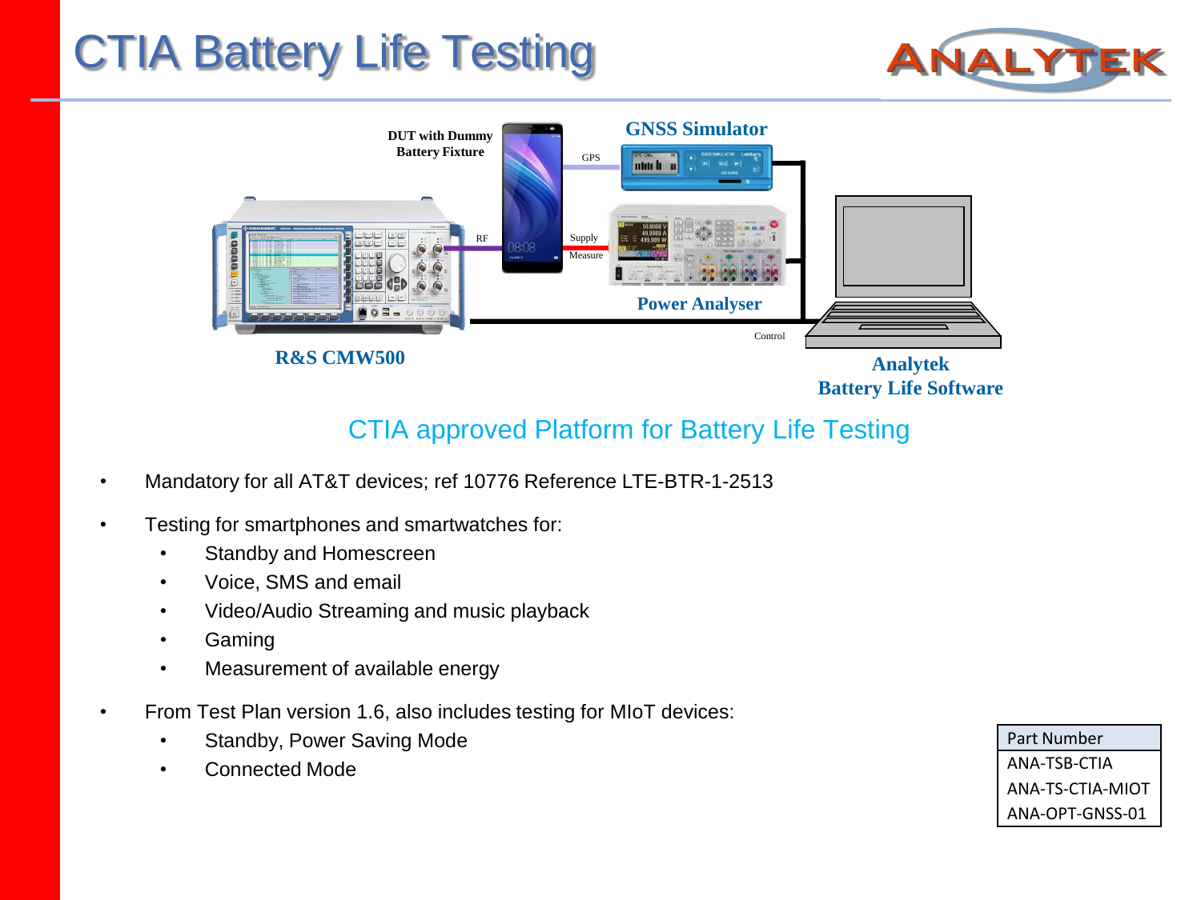# CTIA Battery Life Testing

DUT with Dummy Battery Fixture

GNSS Simulator

GPS

RF

Supply

Measure

Power Analyser

Control

R&S CMW500

Analytek Battery Life Software

## CTIA approved Platform for Battery Life Testing

- Mandatory for all AT&T devices; ref 10776 Reference LTE-BTR-1-2513
- Testing for smartphones and smartwatches for:
  - Standby and Homescreen
  - Voice, SMS and email
  - Video/Audio Streaming and music playback
  - Gaming
  - Measurement of available energy
- From Test Plan version 1.6, also includes testing for MIoT devices:
  - Standby, Power Saving Mode
  - Connected Mode

| Part Number |
|---|
| ANA-TSB-CTIA |
| ANA-TS-CTIA-MIOT |
| ANA-OPT-GNSS-01 |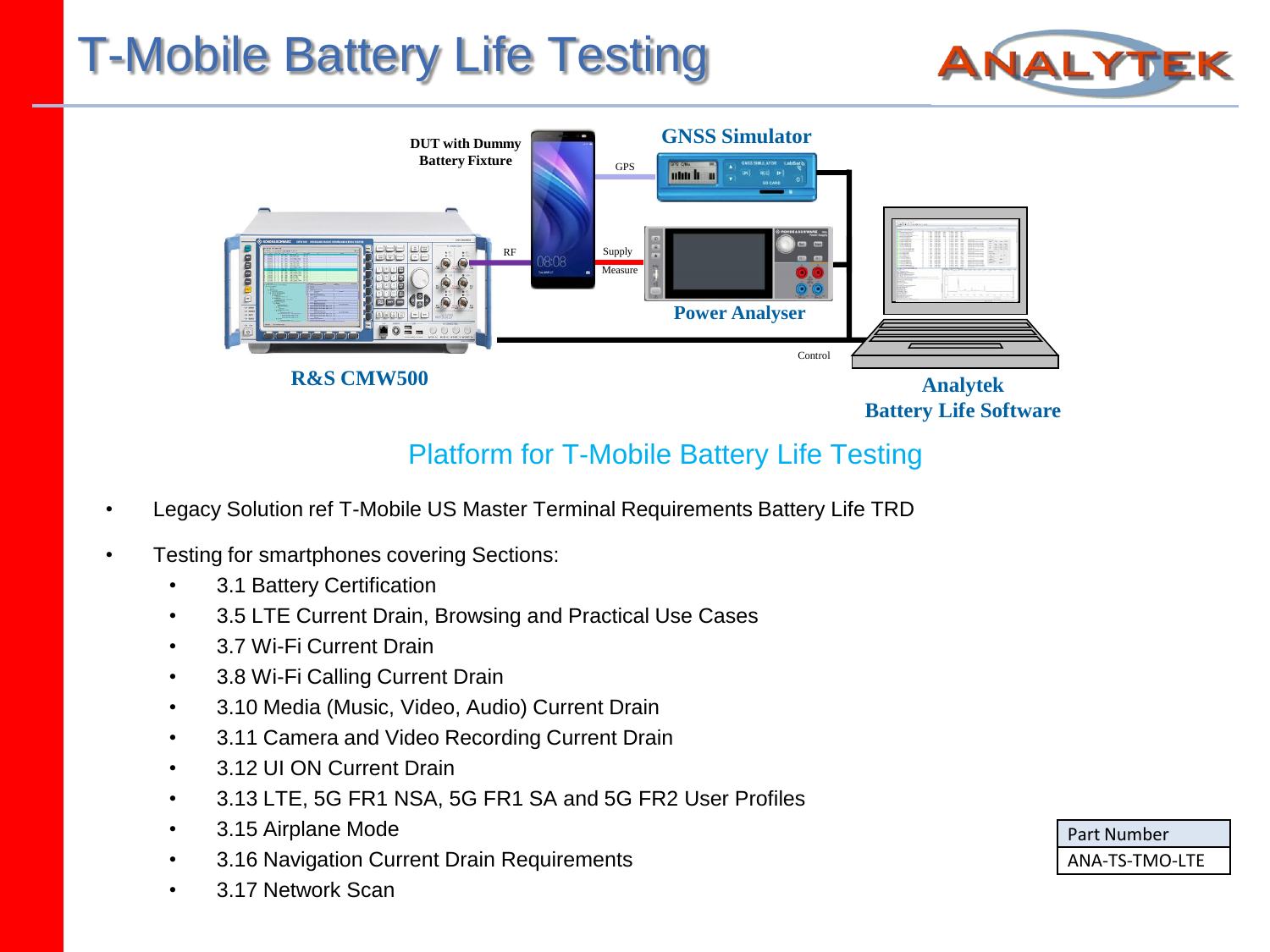# T-Mobile Battery Life Testing

DUT with Dummy Battery Fixture

GNSS Simulator

GPS

RF

Supply

Measure

Power Analyser

Control

R&S CMW500

Analytek Battery Life Software

## Platform for T-Mobile Battery Life Testing

- Legacy Solution ref T-Mobile US Master Terminal Requirements Battery Life TRD
- Testing for smartphones covering Sections:
  - 3.1 Battery Certification
  - 3.5 LTE Current Drain, Browsing and Practical Use Cases
  - 3.7 Wi-Fi Current Drain
  - 3.8 Wi-Fi Calling Current Drain
  - 3.10 Media (Music, Video, Audio) Current Drain
  - 3.11 Camera and Video Recording Current Drain
  - 3.12 UI ON Current Drain
  - 3.13 LTE, 5G FR1 NSA, 5G FR1 SA and 5G FR2 User Profiles
  - 3.15 Airplane Mode
  - 3.16 Navigation Current Drain Requirements
  - 3.17 Network Scan

| Part Number |
| --- |
| ANA-TS-TMO-LTE |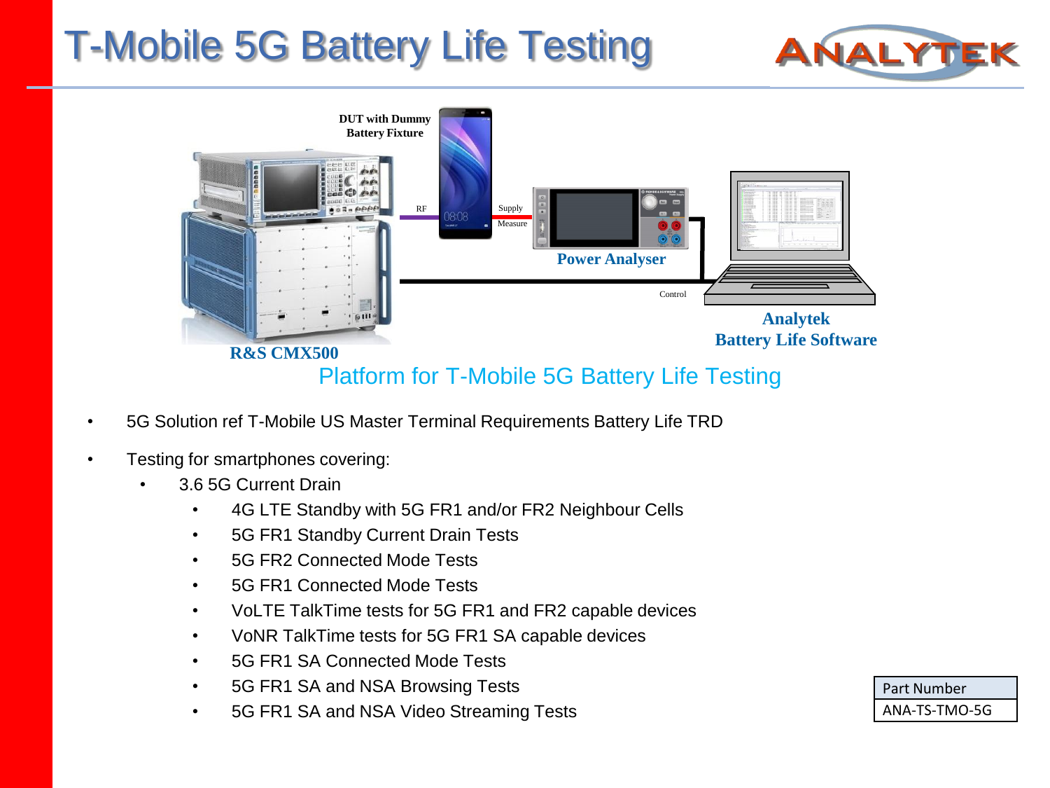# T-Mobile 5G Battery Life Testing

DUT with Dummy Battery Fixture

RF

Supply

Measure

Power Analyser

Control

Analytek Battery Life Software

R&S CMX500

Platform for T-Mobile 5G Battery Life Testing

- 5G Solution ref T-Mobile US Master Terminal Requirements Battery Life TRD
- Testing for smartphones covering:
  - 3.6 5G Current Drain
    - 4G LTE Standby with 5G FR1 and/or FR2 Neighbour Cells
    - 5G FR1 Standby Current Drain Tests
    - 5G FR2 Connected Mode Tests
    - 5G FR1 Connected Mode Tests
    - VoLTE TalkTime tests for 5G FR1 and FR2 capable devices
    - VoNR TalkTime tests for 5G FR1 SA capable devices
    - 5G FR1 SA Connected Mode Tests
    - 5G FR1 SA and NSA Browsing Tests
    - 5G FR1 SA and NSA Video Streaming Tests

| Part Number |
| --- |
| ANA-TS-TMO-5G |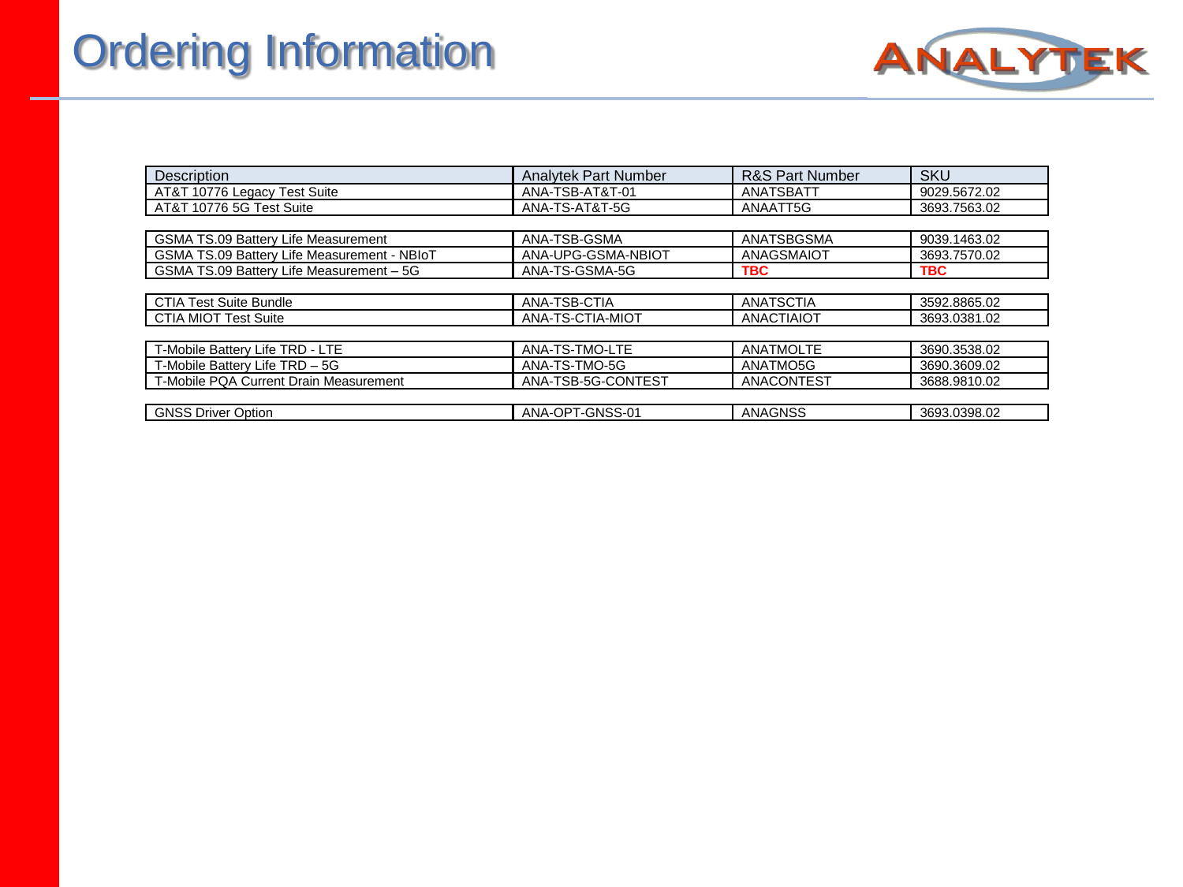# Ordering Information

| Description | Analytek Part Number | R&S Part Number | SKU |
|---|---|---|---|
| AT&T 10776 Legacy Test Suite | ANA-TSB-AT&T-01 | ANATSBATT | 9029.5672.02 |
| AT&T 10776 5G Test Suite | ANA-TS-AT&T-5G | ANAATT5G | 3693.7563.02 |
| | | | |
| GSMA TS.09 Battery Life Measurement | ANA-TSB-GSMA | ANATSBGSMA | 9039.1463.02 |
| GSMA TS.09 Battery Life Measurement - NBIoT | ANA-UPG-GSMA-NBIOT | ANAGSMAIOT | 3693.7570.02 |
| GSMA TS.09 Battery Life Measurement – 5G | ANA-TS-GSMA-5G | **TBC** | **TBC** |
| | | | |
| CTIA Test Suite Bundle | ANA-TSB-CTIA | ANATSCTIA | 3592.8865.02 |
| CTIA MIOT Test Suite | ANA-TS-CTIA-MIOT | ANACTIAIOT | 3693.0381.02 |
| | | | |
| T-Mobile Battery Life TRD - LTE | ANA-TS-TMO-LTE | ANATMOLTE | 3690.3538.02 |
| T-Mobile Battery Life TRD – 5G | ANA-TS-TMO-5G | ANATMO5G | 3690.3609.02 |
| T-Mobile PQA Current Drain Measurement | ANA-TSB-5G-CONTEST | ANACONTEST | 3688.9810.02 |
| | | | |
| GNSS Driver Option | ANA-OPT-GNSS-01 | ANAGNSS | 3693.0398.02 |